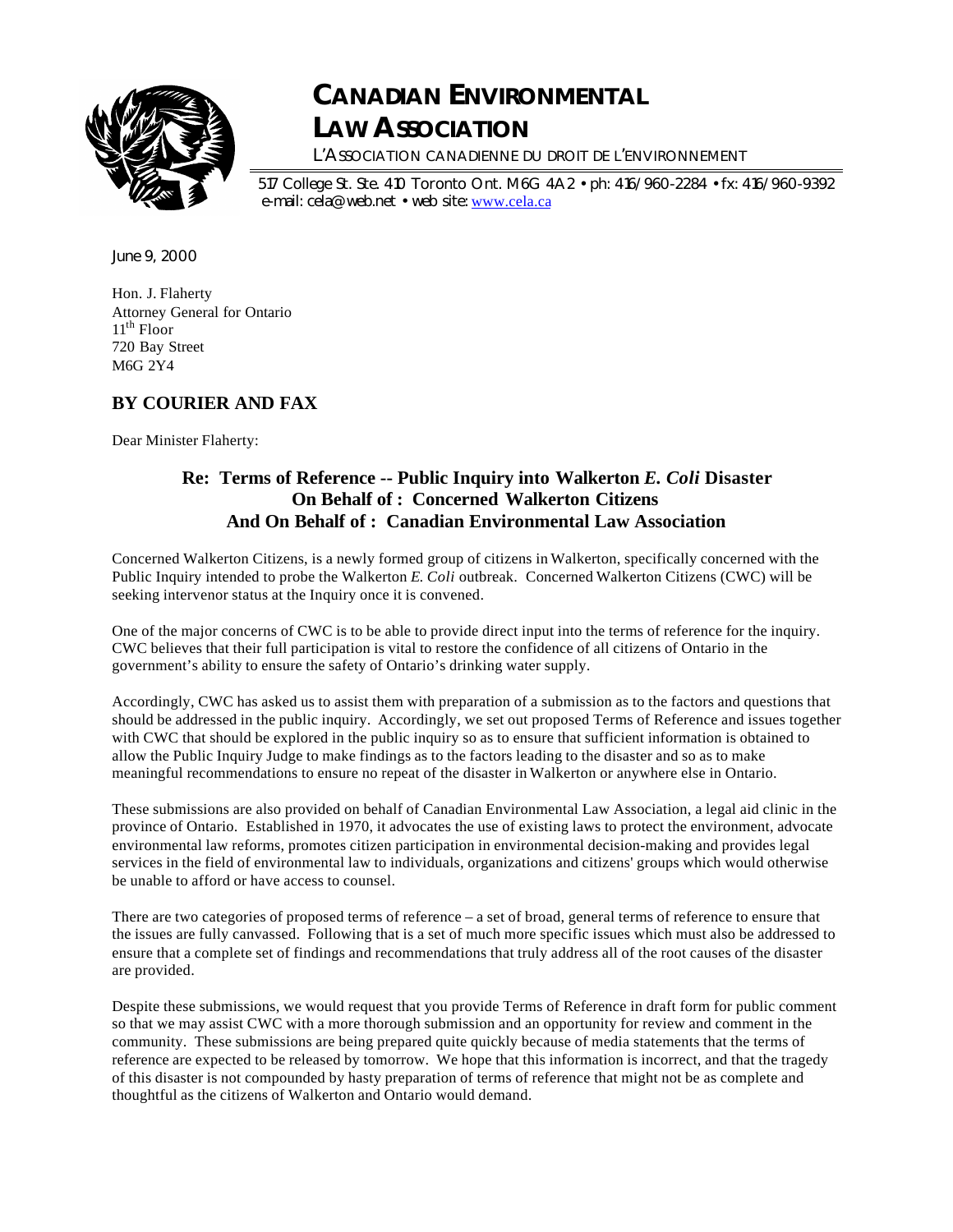# CANADIAN ENVIRONMENTAL LAW ASSOCIATION

L'ASSOCIATION CANADIENNE DU DROIT DE L'ENVIRONNEMENT

517 College St. Ste. 410 Toronto Ont. M6G 4A2 • ph: 416/960-2284 • fx: 416/960-9392
e-mail: cela@web.net • web site: www.cela.ca

June 9, 2000

Hon. J. Flaherty
Attorney General for Ontario
11th Floor
720 Bay Street
M6G 2Y4

## BY COURIER AND FAX

Dear Minister Flaherty:

### Re: Terms of Reference -- Public Inquiry into Walkerton *E. Coli* Disaster On Behalf of : Concerned Walkerton Citizens And On Behalf of : Canadian Environmental Law Association

Concerned Walkerton Citizens, is a newly formed group of citizens in Walkerton, specifically concerned with the Public Inquiry intended to probe the Walkerton *E. Coli* outbreak. Concerned Walkerton Citizens (CWC) will be seeking intervenor status at the Inquiry once it is convened.

One of the major concerns of CWC is to be able to provide direct input into the terms of reference for the inquiry. CWC believes that their full participation is vital to restore the confidence of all citizens of Ontario in the government's ability to ensure the safety of Ontario's drinking water supply.

Accordingly, CWC has asked us to assist them with preparation of a submission as to the factors and questions that should be addressed in the public inquiry. Accordingly, we set out proposed Terms of Reference and issues together with CWC that should be explored in the public inquiry so as to ensure that sufficient information is obtained to allow the Public Inquiry Judge to make findings as to the factors leading to the disaster and so as to make meaningful recommendations to ensure no repeat of the disaster in Walkerton or anywhere else in Ontario.

These submissions are also provided on behalf of Canadian Environmental Law Association, a legal aid clinic in the province of Ontario. Established in 1970, it advocates the use of existing laws to protect the environment, advocate environmental law reforms, promotes citizen participation in environmental decision-making and provides legal services in the field of environmental law to individuals, organizations and citizens' groups which would otherwise be unable to afford or have access to counsel.

There are two categories of proposed terms of reference – a set of broad, general terms of reference to ensure that the issues are fully canvassed. Following that is a set of much more specific issues which must also be addressed to ensure that a complete set of findings and recommendations that truly address all of the root causes of the disaster are provided.

Despite these submissions, we would request that you provide Terms of Reference in draft form for public comment so that we may assist CWC with a more thorough submission and an opportunity for review and comment in the community. These submissions are being prepared quite quickly because of media statements that the terms of reference are expected to be released by tomorrow. We hope that this information is incorrect, and that the tragedy of this disaster is not compounded by hasty preparation of terms of reference that might not be as complete and thoughtful as the citizens of Walkerton and Ontario would demand.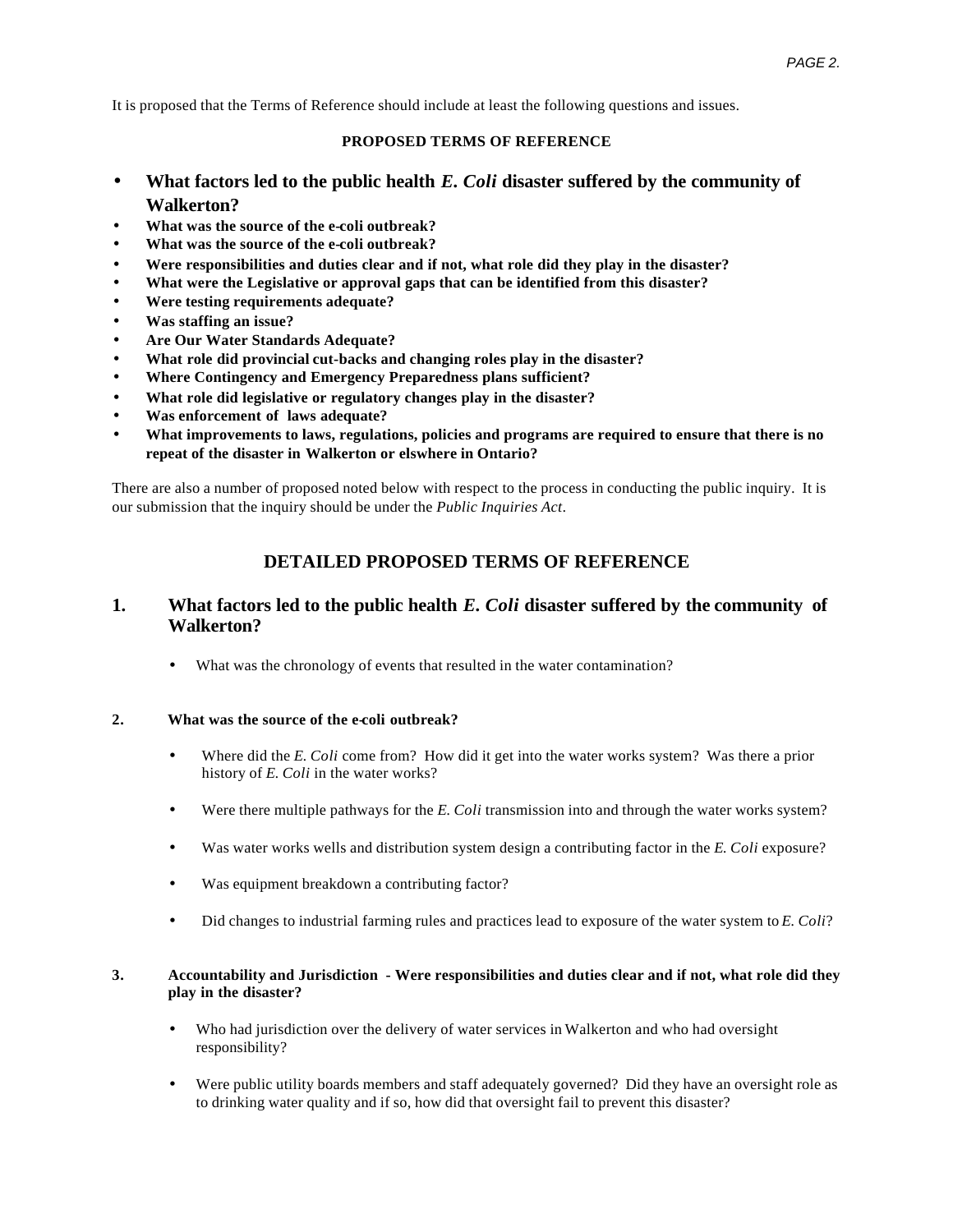It is proposed that the Terms of Reference should include at least the following questions and issues.

**PROPOSED TERMS OF REFERENCE**

- **What factors led to the public health *E. Coli* disaster suffered by the community of Walkerton?**
- **What was the source of the e-coli outbreak?**
- **What was the source of the e-coli outbreak?**
- **Were responsibilities and duties clear and if not, what role did they play in the disaster?**
- **What were the Legislative or approval gaps that can be identified from this disaster?**
- **Were testing requirements adequate?**
- **Was staffing an issue?**
- **Are Our Water Standards Adequate?**
- **What role did provincial cut-backs and changing roles play in the disaster?**
- **Where Contingency and Emergency Preparedness plans sufficient?**
- **What role did legislative or regulatory changes play in the disaster?**
- **Was enforcement of laws adequate?**
- **What improvements to laws, regulations, policies and programs are required to ensure that there is no repeat of the disaster in Walkerton or elswhere in Ontario?**

There are also a number of proposed noted below with respect to the process in conducting the public inquiry. It is our submission that the inquiry should be under the *Public Inquiries Act*.

## DETAILED PROPOSED TERMS OF REFERENCE

### 1. What factors led to the public health *E. Coli* disaster suffered by the community of Walkerton?

- What was the chronology of events that resulted in the water contamination?

**2. What was the source of the e-coli outbreak?**

- Where did the *E. Coli* come from? How did it get into the water works system? Was there a prior history of *E. Coli* in the water works?
- Were there multiple pathways for the *E. Coli* transmission into and through the water works system?
- Was water works wells and distribution system design a contributing factor in the *E. Coli* exposure?
- Was equipment breakdown a contributing factor?
- Did changes to industrial farming rules and practices lead to exposure of the water system to *E. Coli*?

**3. Accountability and Jurisdiction - Were responsibilities and duties clear and if not, what role did they play in the disaster?**

- Who had jurisdiction over the delivery of water services in Walkerton and who had oversight responsibility?
- Were public utility boards members and staff adequately governed? Did they have an oversight role as to drinking water quality and if so, how did that oversight fail to prevent this disaster?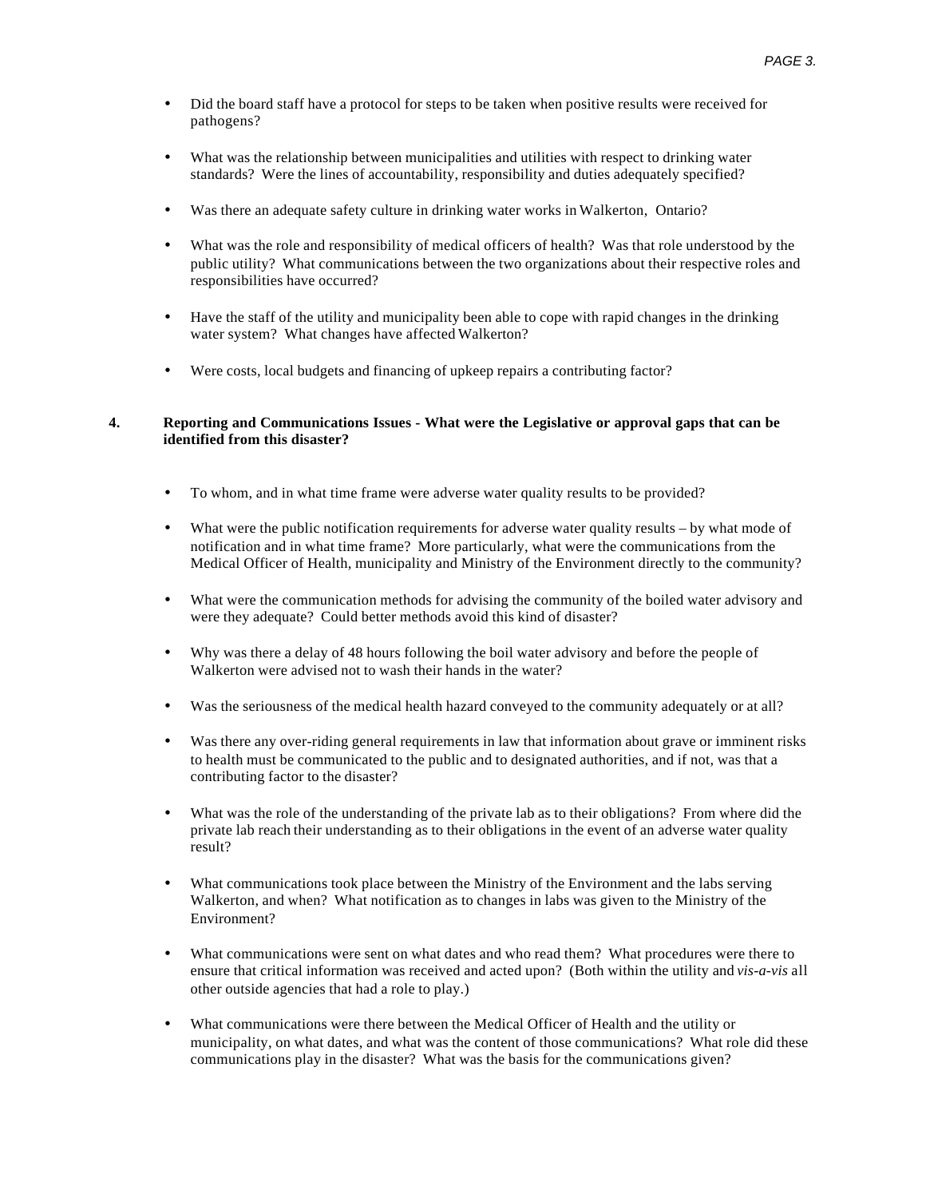- Did the board staff have a protocol for steps to be taken when positive results were received for pathogens?

- What was the relationship between municipalities and utilities with respect to drinking water standards? Were the lines of accountability, responsibility and duties adequately specified?

- Was there an adequate safety culture in drinking water works in Walkerton, Ontario?

- What was the role and responsibility of medical officers of health? Was that role understood by the public utility? What communications between the two organizations about their respective roles and responsibilities have occurred?

- Have the staff of the utility and municipality been able to cope with rapid changes in the drinking water system? What changes have affected Walkerton?

- Were costs, local budgets and financing of upkeep repairs a contributing factor?

**4. Reporting and Communications Issues - What were the Legislative or approval gaps that can be identified from this disaster?**

- To whom, and in what time frame were adverse water quality results to be provided?

- What were the public notification requirements for adverse water quality results – by what mode of notification and in what time frame? More particularly, what were the communications from the Medical Officer of Health, municipality and Ministry of the Environment directly to the community?

- What were the communication methods for advising the community of the boiled water advisory and were they adequate? Could better methods avoid this kind of disaster?

- Why was there a delay of 48 hours following the boil water advisory and before the people of Walkerton were advised not to wash their hands in the water?

- Was the seriousness of the medical health hazard conveyed to the community adequately or at all?

- Was there any over-riding general requirements in law that information about grave or imminent risks to health must be communicated to the public and to designated authorities, and if not, was that a contributing factor to the disaster?

- What was the role of the understanding of the private lab as to their obligations? From where did the private lab reach their understanding as to their obligations in the event of an adverse water quality result?

- What communications took place between the Ministry of the Environment and the labs serving Walkerton, and when? What notification as to changes in labs was given to the Ministry of the Environment?

- What communications were sent on what dates and who read them? What procedures were there to ensure that critical information was received and acted upon? (Both within the utility and *vis-a-vis* all other outside agencies that had a role to play.)

- What communications were there between the Medical Officer of Health and the utility or municipality, on what dates, and what was the content of those communications? What role did these communications play in the disaster? What was the basis for the communications given?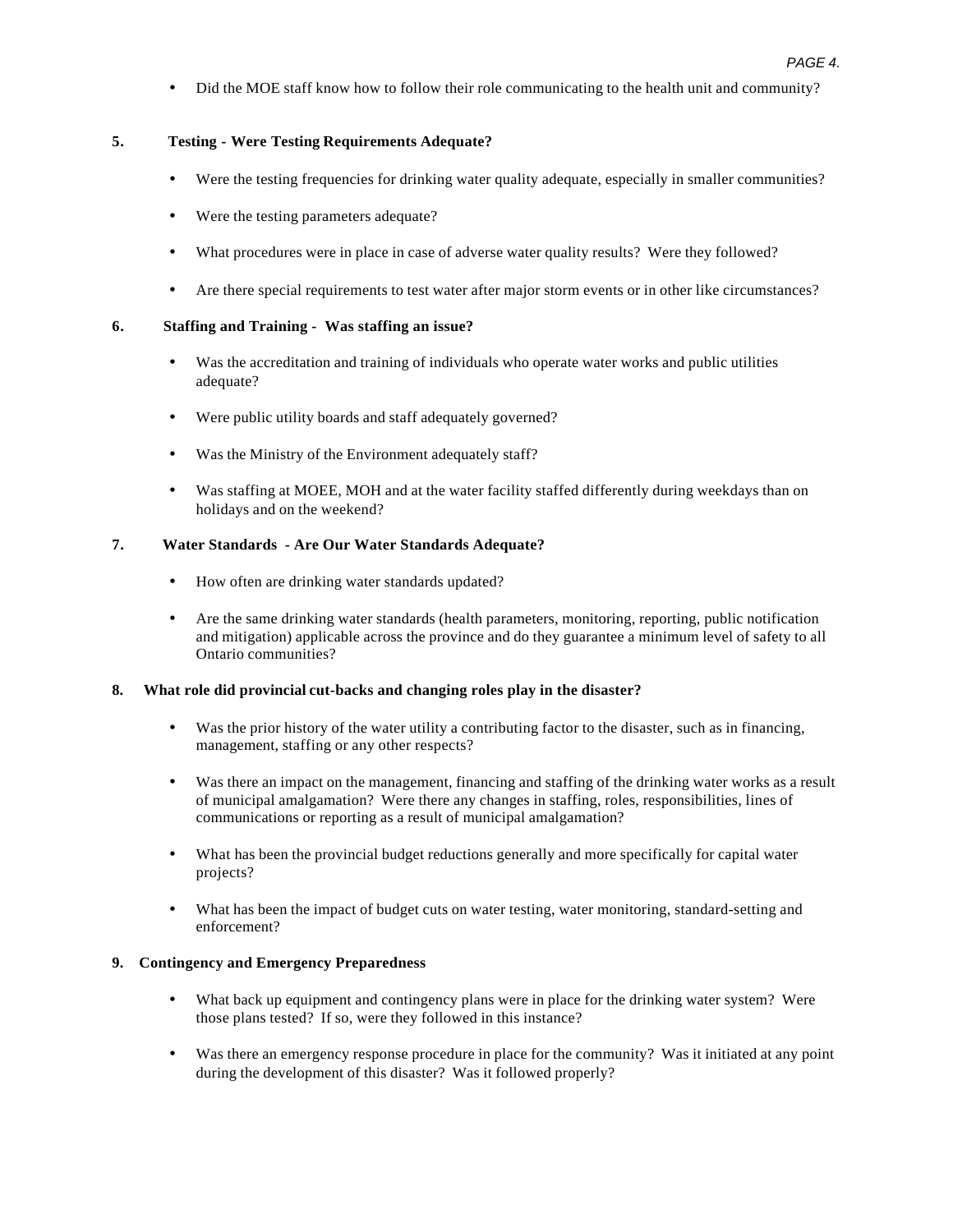- Did the MOE staff know how to follow their role communicating to the health unit and community?

**5. Testing - Were Testing Requirements Adequate?**

- Were the testing frequencies for drinking water quality adequate, especially in smaller communities?
- Were the testing parameters adequate?
- What procedures were in place in case of adverse water quality results? Were they followed?
- Are there special requirements to test water after major storm events or in other like circumstances?

**6. Staffing and Training - Was staffing an issue?**

- Was the accreditation and training of individuals who operate water works and public utilities adequate?
- Were public utility boards and staff adequately governed?
- Was the Ministry of the Environment adequately staff?
- Was staffing at MOEE, MOH and at the water facility staffed differently during weekdays than on holidays and on the weekend?

**7. Water Standards - Are Our Water Standards Adequate?**

- How often are drinking water standards updated?
- Are the same drinking water standards (health parameters, monitoring, reporting, public notification and mitigation) applicable across the province and do they guarantee a minimum level of safety to all Ontario communities?

**8. What role did provincial cut-backs and changing roles play in the disaster?**

- Was the prior history of the water utility a contributing factor to the disaster, such as in financing, management, staffing or any other respects?
- Was there an impact on the management, financing and staffing of the drinking water works as a result of municipal amalgamation? Were there any changes in staffing, roles, responsibilities, lines of communications or reporting as a result of municipal amalgamation?
- What has been the provincial budget reductions generally and more specifically for capital water projects?
- What has been the impact of budget cuts on water testing, water monitoring, standard-setting and enforcement?

**9. Contingency and Emergency Preparedness**

- What back up equipment and contingency plans were in place for the drinking water system? Were those plans tested? If so, were they followed in this instance?
- Was there an emergency response procedure in place for the community? Was it initiated at any point during the development of this disaster? Was it followed properly?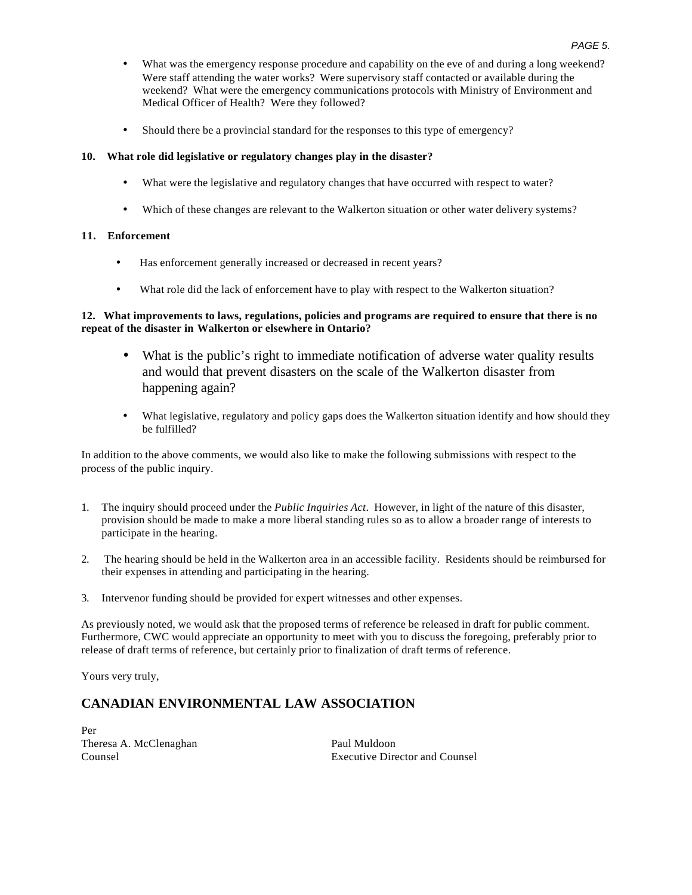- What was the emergency response procedure and capability on the eve of and during a long weekend? Were staff attending the water works? Were supervisory staff contacted or available during the weekend? What were the emergency communications protocols with Ministry of Environment and Medical Officer of Health? Were they followed?

- Should there be a provincial standard for the responses to this type of emergency?

**10. What role did legislative or regulatory changes play in the disaster?**

- What were the legislative and regulatory changes that have occurred with respect to water?

- Which of these changes are relevant to the Walkerton situation or other water delivery systems?

**11. Enforcement**

- Has enforcement generally increased or decreased in recent years?

- What role did the lack of enforcement have to play with respect to the Walkerton situation?

**12. What improvements to laws, regulations, policies and programs are required to ensure that there is no repeat of the disaster in Walkerton or elsewhere in Ontario?**

- What is the public's right to immediate notification of adverse water quality results and would that prevent disasters on the scale of the Walkerton disaster from happening again?

- What legislative, regulatory and policy gaps does the Walkerton situation identify and how should they be fulfilled?

In addition to the above comments, we would also like to make the following submissions with respect to the process of the public inquiry.

1. The inquiry should proceed under the *Public Inquiries Act*. However, in light of the nature of this disaster, provision should be made to make a more liberal standing rules so as to allow a broader range of interests to participate in the hearing.

2. The hearing should be held in the Walkerton area in an accessible facility. Residents should be reimbursed for their expenses in attending and participating in the hearing.

3. Intervenor funding should be provided for expert witnesses and other expenses.

As previously noted, we would ask that the proposed terms of reference be released in draft for public comment. Furthermore, CWC would appreciate an opportunity to meet with you to discuss the foregoing, preferably prior to release of draft terms of reference, but certainly prior to finalization of draft terms of reference.

Yours very truly,

**CANADIAN ENVIRONMENTAL LAW ASSOCIATION**

Per

Theresa A. McClenaghan
Counsel

Paul Muldoon
Executive Director and Counsel